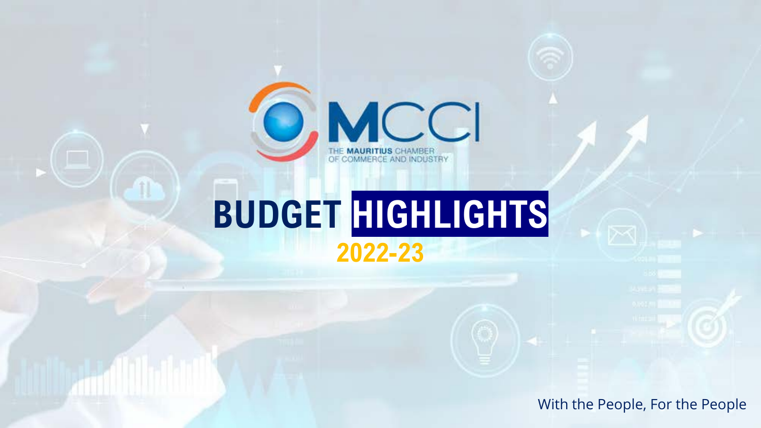THE MAURITIUS CHAMBER OF COMMERCE AND INDUSTRY

# BUDGET HIGHLIGHTS

## 2022-23

With the People, For the People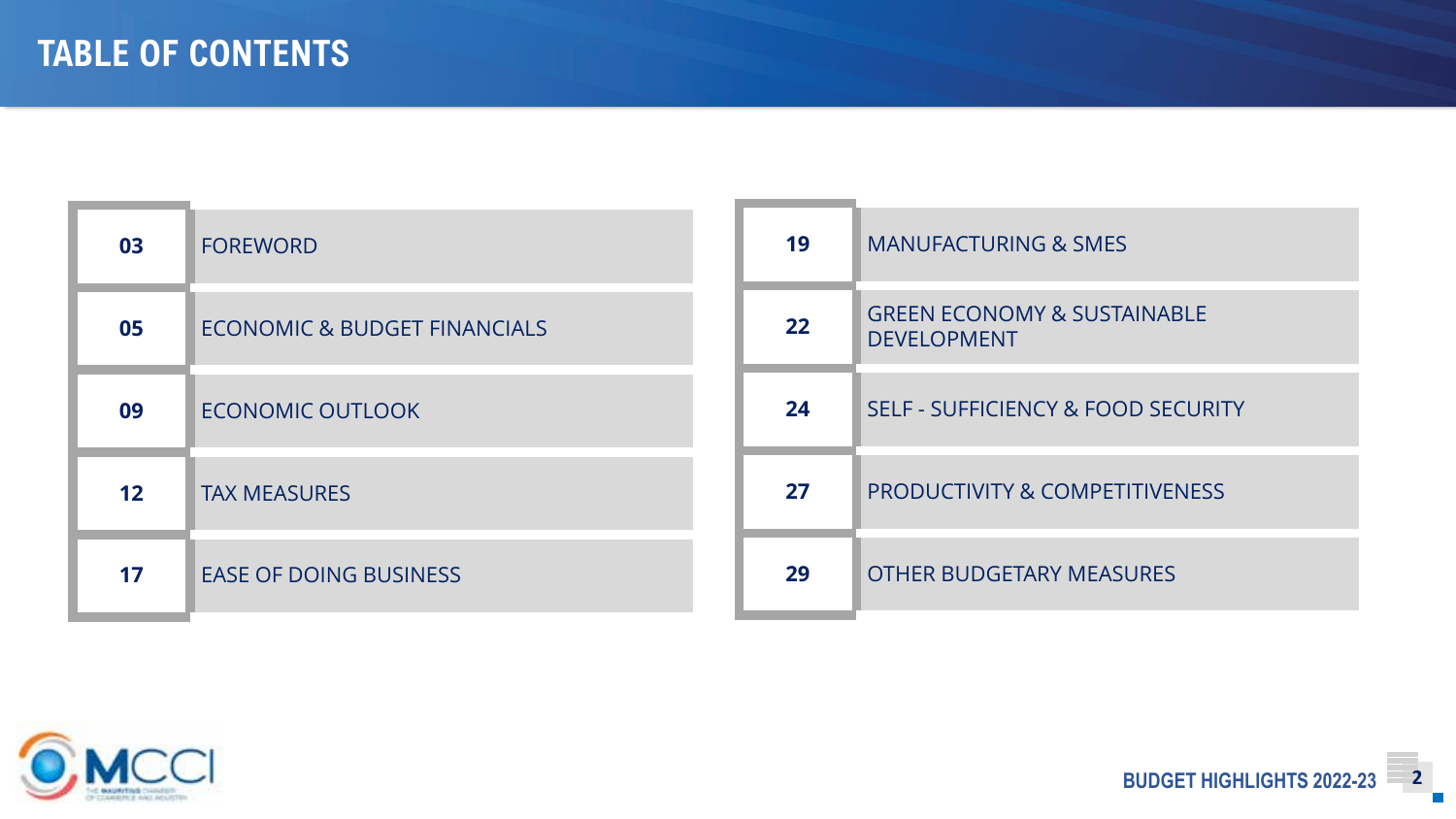# TABLE OF CONTENTS

| Page | Section |
| --- | --- |
| 03 | FOREWORD |
| 05 | ECONOMIC & BUDGET FINANCIALS |
| 09 | ECONOMIC OUTLOOK |
| 12 | TAX MEASURES |
| 17 | EASE OF DOING BUSINESS |
| 19 | MANUFACTURING & SMES |
| 22 | GREEN ECONOMY & SUSTAINABLE DEVELOPMENT |
| 24 | SELF - SUFFICIENCY & FOOD SECURITY |
| 27 | PRODUCTIVITY & COMPETITIVENESS |
| 29 | OTHER BUDGETARY MEASURES |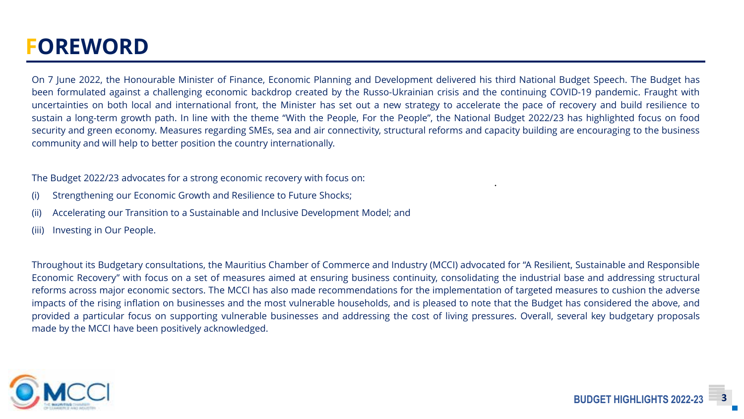# FOREWORD

On 7 June 2022, the Honourable Minister of Finance, Economic Planning and Development delivered his third National Budget Speech. The Budget has been formulated against a challenging economic backdrop created by the Russo-Ukrainian crisis and the continuing COVID-19 pandemic. Fraught with uncertainties on both local and international front, the Minister has set out a new strategy to accelerate the pace of recovery and build resilience to sustain a long-term growth path. In line with the theme "With the People, For the People", the National Budget 2022/23 has highlighted focus on food security and green economy. Measures regarding SMEs, sea and air connectivity, structural reforms and capacity building are encouraging to the business community and will help to better position the country internationally.

The Budget 2022/23 advocates for a strong economic recovery with focus on:

(i) Strengthening our Economic Growth and Resilience to Future Shocks;

(ii) Accelerating our Transition to a Sustainable and Inclusive Development Model; and

(iii) Investing in Our People.

Throughout its Budgetary consultations, the Mauritius Chamber of Commerce and Industry (MCCI) advocated for "A Resilient, Sustainable and Responsible Economic Recovery" with focus on a set of measures aimed at ensuring business continuity, consolidating the industrial base and addressing structural reforms across major economic sectors. The MCCI has also made recommendations for the implementation of targeted measures to cushion the adverse impacts of the rising inflation on businesses and the most vulnerable households, and is pleased to note that the Budget has considered the above, and provided a particular focus on supporting vulnerable businesses and addressing the cost of living pressures. Overall, several key budgetary proposals made by the MCCI have been positively acknowledged.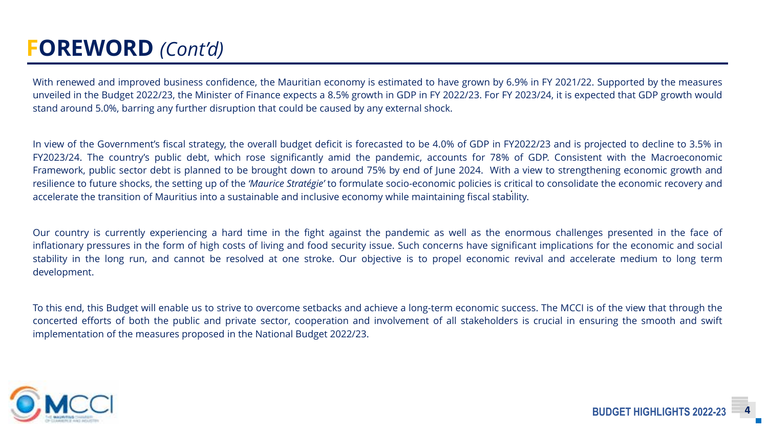# FOREWORD *(Cont'd)*

With renewed and improved business confidence, the Mauritian economy is estimated to have grown by 6.9% in FY 2021/22. Supported by the measures unveiled in the Budget 2022/23, the Minister of Finance expects a 8.5% growth in GDP in FY 2022/23. For FY 2023/24, it is expected that GDP growth would stand around 5.0%, barring any further disruption that could be caused by any external shock.

In view of the Government's fiscal strategy, the overall budget deficit is forecasted to be 4.0% of GDP in FY2022/23 and is projected to decline to 3.5% in FY2023/24. The country's public debt, which rose significantly amid the pandemic, accounts for 78% of GDP. Consistent with the Macroeconomic Framework, public sector debt is planned to be brought down to around 75% by end of June 2024. With a view to strengthening economic growth and resilience to future shocks, the setting up of the *'Maurice Stratégie'* to formulate socio-economic policies is critical to consolidate the economic recovery and accelerate the transition of Mauritius into a sustainable and inclusive economy while maintaining fiscal stability.

Our country is currently experiencing a hard time in the fight against the pandemic as well as the enormous challenges presented in the face of inflationary pressures in the form of high costs of living and food security issue. Such concerns have significant implications for the economic and social stability in the long run, and cannot be resolved at one stroke. Our objective is to propel economic revival and accelerate medium to long term development.

To this end, this Budget will enable us to strive to overcome setbacks and achieve a long-term economic success. The MCCI is of the view that through the concerted efforts of both the public and private sector, cooperation and involvement of all stakeholders is crucial in ensuring the smooth and swift implementation of the measures proposed in the National Budget 2022/23.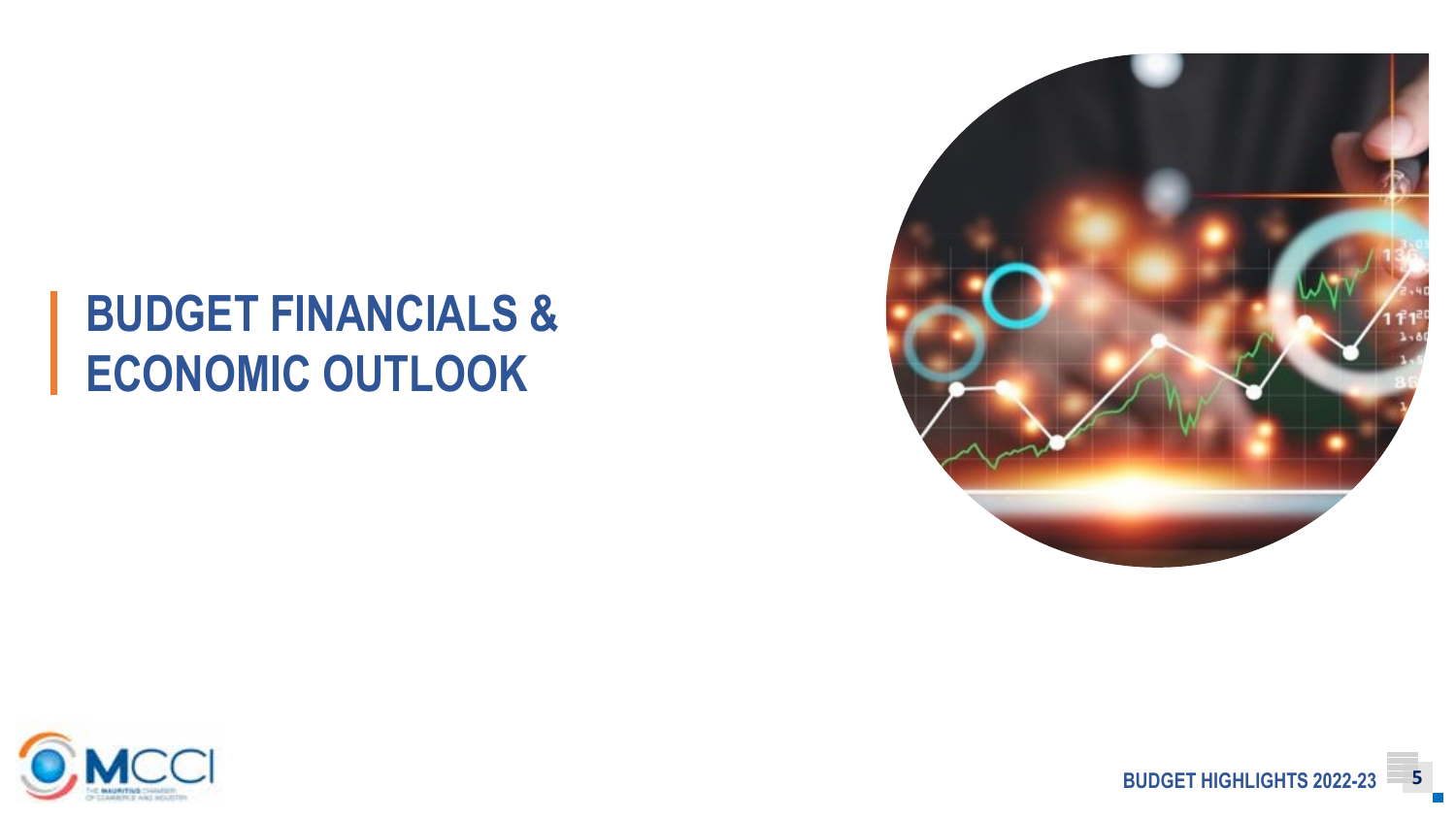# BUDGET FINANCIALS & ECONOMIC OUTLOOK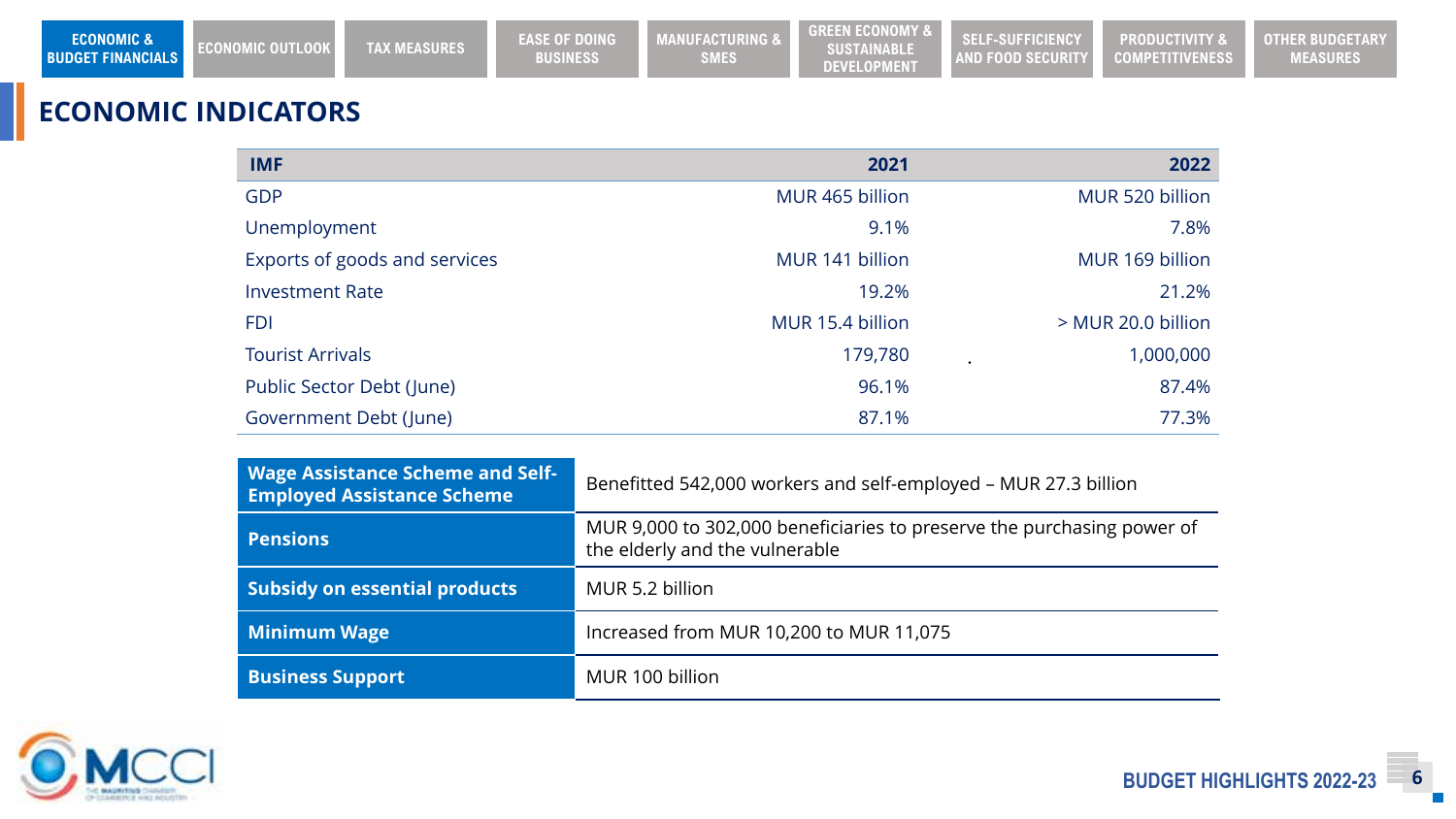# ECONOMIC INDICATORS

| IMF | 2021 | 2022 |
|---|---|---|
| GDP | MUR 465 billion | MUR 520 billion |
| Unemployment | 9.1% | 7.8% |
| Exports of goods and services | MUR 141 billion | MUR 169 billion |
| Investment Rate | 19.2% | 21.2% |
| FDI | MUR 15.4 billion | > MUR 20.0 billion |
| Tourist Arrivals | 179,780 | 1,000,000 |
| Public Sector Debt (June) | 96.1% | 87.4% |
| Government Debt (June) | 87.1% | 77.3% |

| | |
|---|---|
| **Wage Assistance Scheme and Self-Employed Assistance Scheme** | Benefitted 542,000 workers and self-employed – MUR 27.3 billion |
| **Pensions** | MUR 9,000 to 302,000 beneficiaries to preserve the purchasing power of the elderly and the vulnerable |
| **Subsidy on essential products** | MUR 5.2 billion |
| **Minimum Wage** | Increased from MUR 10,200 to MUR 11,075 |
| **Business Support** | MUR 100 billion |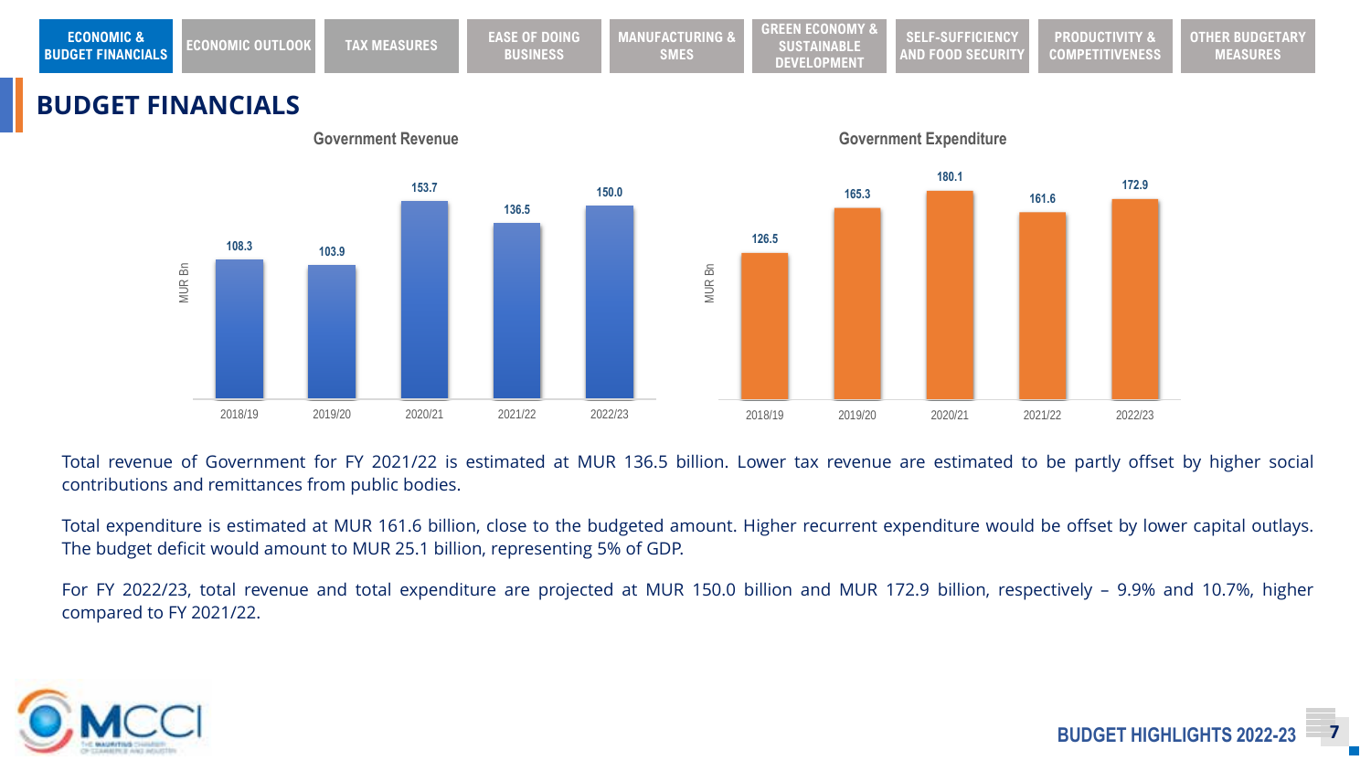ECONOMIC & BUDGET FINANCIALS | ECONOMIC OUTLOOK | TAX MEASURES | EASE OF DOING BUSINESS | MANUFACTURING & SMES | GREEN ECONOMY & SUSTAINABLE DEVELOPMENT | SELF-SUFFICIENCY AND FOOD SECURITY | PRODUCTIVITY & COMPETITIVENESS | OTHER BUDGETARY MEASURES

# BUDGET FINANCIALS

**Government Revenue** (MUR Bn)

| 2018/19 | 2019/20 | 2020/21 | 2021/22 | 2022/23 |
|---|---|---|---|---|
| 108.3 | 103.9 | 153.7 | 136.5 | 150.0 |

**Government Expenditure** (MUR Bn)

| 2018/19 | 2019/20 | 2020/21 | 2021/22 | 2022/23 |
|---|---|---|---|---|
| 126.5 | 165.3 | 180.1 | 161.6 | 172.9 |

Total revenue of Government for FY 2021/22 is estimated at MUR 136.5 billion. Lower tax revenue are estimated to be partly offset by higher social contributions and remittances from public bodies.

Total expenditure is estimated at MUR 161.6 billion, close to the budgeted amount. Higher recurrent expenditure would be offset by lower capital outlays. The budget deficit would amount to MUR 25.1 billion, representing 5% of GDP.

For FY 2022/23, total revenue and total expenditure are projected at MUR 150.0 billion and MUR 172.9 billion, respectively – 9.9% and 10.7%, higher compared to FY 2021/22.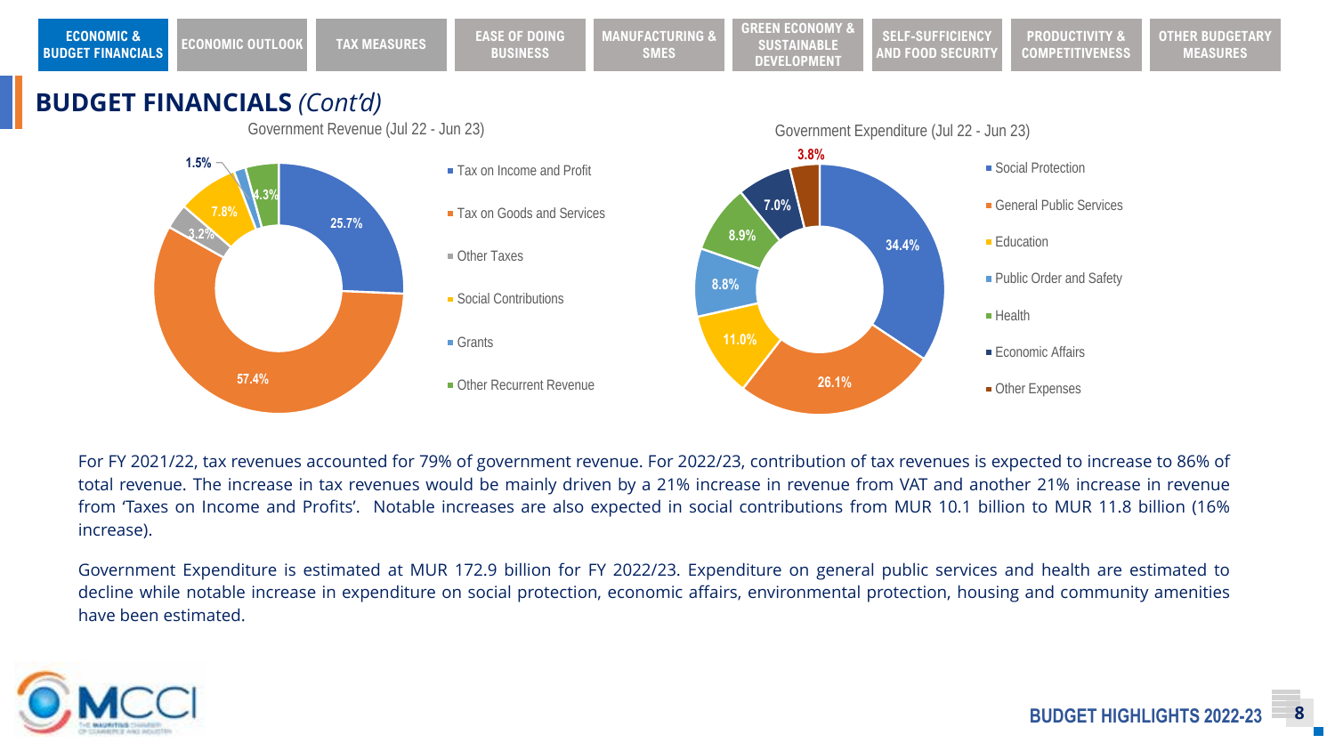## BUDGET FINANCIALS *(Cont'd)*

**Government Revenue (Jul 22 - Jun 23)**

| Category | Share |
| --- | --- |
| Tax on Income and Profit | 25.7% |
| Tax on Goods and Services | 57.4% |
| Other Taxes | 3.2% |
| Social Contributions | 7.8% |
| Grants | 1.5% |
| Other Recurrent Revenue | 4.3% |

**Government Expenditure (Jul 22 - Jun 23)**

| Category | Share |
| --- | --- |
| Social Protection | 34.4% |
| General Public Services | 26.1% |
| Education | 11.0% |
| Public Order and Safety | 8.8% |
| Health | 8.9% |
| Economic Affairs | 7.0% |
| Other Expenses | 3.8% |

For FY 2021/22, tax revenues accounted for 79% of government revenue. For 2022/23, contribution of tax revenues is expected to increase to 86% of total revenue. The increase in tax revenues would be mainly driven by a 21% increase in revenue from VAT and another 21% increase in revenue from 'Taxes on Income and Profits'. Notable increases are also expected in social contributions from MUR 10.1 billion to MUR 11.8 billion (16% increase).

Government Expenditure is estimated at MUR 172.9 billion for FY 2022/23. Expenditure on general public services and health are estimated to decline while notable increase in expenditure on social protection, economic affairs, environmental protection, housing and community amenities have been estimated.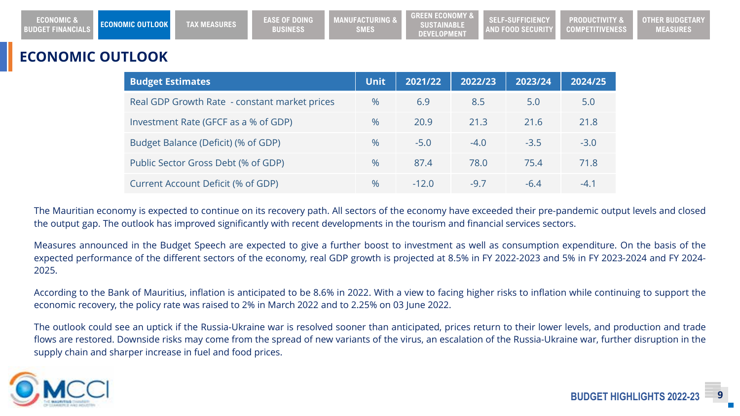# ECONOMIC OUTLOOK

| Budget Estimates | Unit | 2021/22 | 2022/23 | 2023/24 | 2024/25 |
|---|---|---|---|---|---|
| Real GDP Growth Rate - constant market prices | % | 6.9 | 8.5 | 5.0 | 5.0 |
| Investment Rate (GFCF as a % of GDP) | % | 20.9 | 21.3 | 21.6 | 21.8 |
| Budget Balance (Deficit) (% of GDP) | % | -5.0 | -4.0 | -3.5 | -3.0 |
| Public Sector Gross Debt (% of GDP) | % | 87.4 | 78.0 | 75.4 | 71.8 |
| Current Account Deficit (% of GDP) | % | -12.0 | -9.7 | -6.4 | -4.1 |

The Mauritian economy is expected to continue on its recovery path. All sectors of the economy have exceeded their pre-pandemic output levels and closed the output gap. The outlook has improved significantly with recent developments in the tourism and financial services sectors.

Measures announced in the Budget Speech are expected to give a further boost to investment as well as consumption expenditure. On the basis of the expected performance of the different sectors of the economy, real GDP growth is projected at 8.5% in FY 2022-2023 and 5% in FY 2023-2024 and FY 2024-2025.

According to the Bank of Mauritius, inflation is anticipated to be 8.6% in 2022. With a view to facing higher risks to inflation while continuing to support the economic recovery, the policy rate was raised to 2% in March 2022 and to 2.25% on 03 June 2022.

The outlook could see an uptick if the Russia-Ukraine war is resolved sooner than anticipated, prices return to their lower levels, and production and trade flows are restored. Downside risks may come from the spread of new variants of the virus, an escalation of the Russia-Ukraine war, further disruption in the supply chain and sharper increase in fuel and food prices.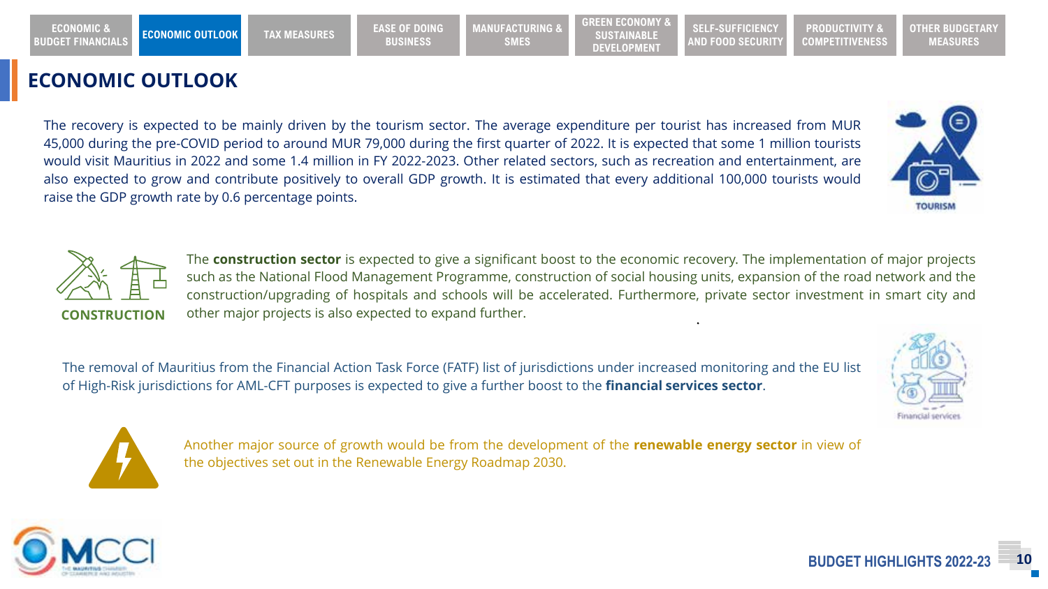# ECONOMIC OUTLOOK

The recovery is expected to be mainly driven by the tourism sector. The average expenditure per tourist has increased from MUR 45,000 during the pre-COVID period to around MUR 79,000 during the first quarter of 2022. It is expected that some 1 million tourists would visit Mauritius in 2022 and some 1.4 million in FY 2022-2023. Other related sectors, such as recreation and entertainment, are also expected to grow and contribute positively to overall GDP growth. It is estimated that every additional 100,000 tourists would raise the GDP growth rate by 0.6 percentage points.

TOURISM

CONSTRUCTION

The **construction sector** is expected to give a significant boost to the economic recovery. The implementation of major projects such as the National Flood Management Programme, construction of social housing units, expansion of the road network and the construction/upgrading of hospitals and schools will be accelerated. Furthermore, private sector investment in smart city and other major projects is also expected to expand further.

The removal of Mauritius from the Financial Action Task Force (FATF) list of jurisdictions under increased monitoring and the EU list of High-Risk jurisdictions for AML-CFT purposes is expected to give a further boost to the **financial services sector**.

Financial services

Another major source of growth would be from the development of the **renewable energy sector** in view of the objectives set out in the Renewable Energy Roadmap 2030.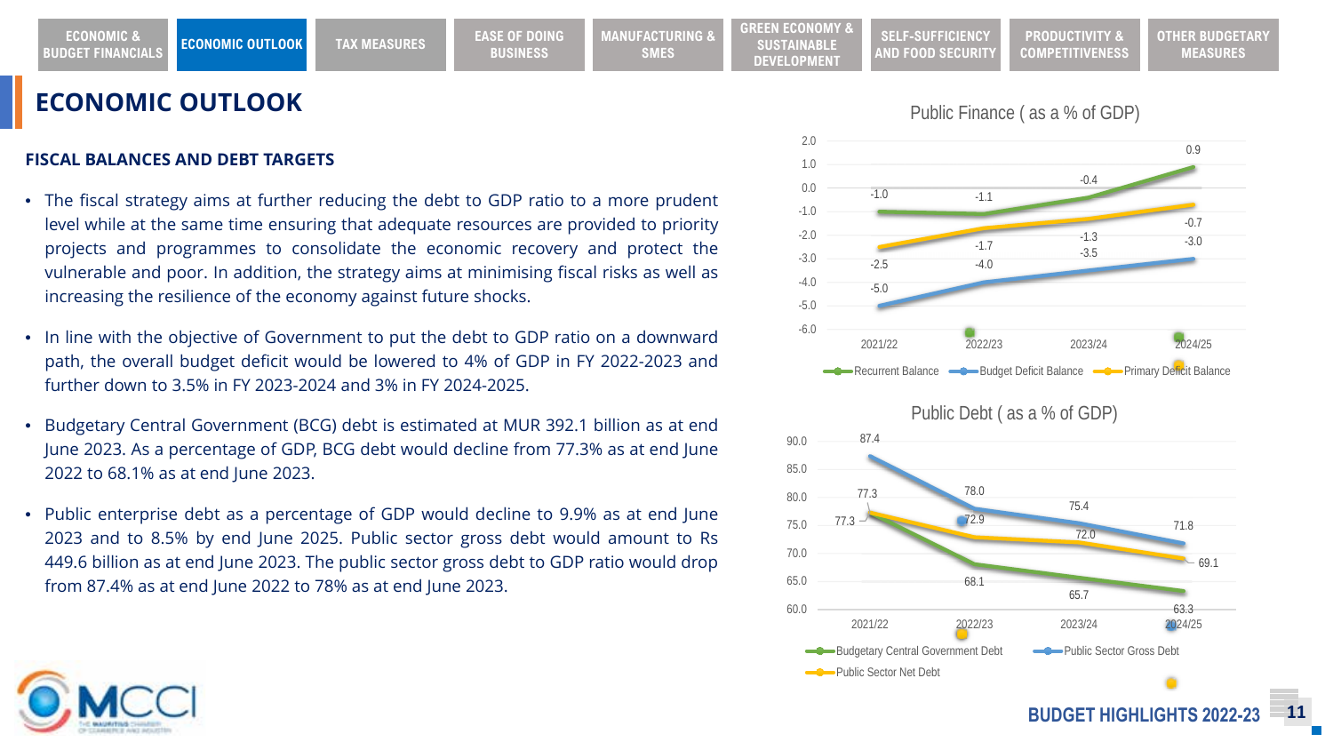# ECONOMIC OUTLOOK

## FISCAL BALANCES AND DEBT TARGETS

- The fiscal strategy aims at further reducing the debt to GDP ratio to a more prudent level while at the same time ensuring that adequate resources are provided to priority projects and programmes to consolidate the economic recovery and protect the vulnerable and poor. In addition, the strategy aims at minimising fiscal risks as well as increasing the resilience of the economy against future shocks.
- In line with the objective of Government to put the debt to GDP ratio on a downward path, the overall budget deficit would be lowered to 4% of GDP in FY 2022-2023 and further down to 3.5% in FY 2023-2024 and 3% in FY 2024-2025.
- Budgetary Central Government (BCG) debt is estimated at MUR 392.1 billion as at end June 2023. As a percentage of GDP, BCG debt would decline from 77.3% as at end June 2022 to 68.1% as at end June 2023.
- Public enterprise debt as a percentage of GDP would decline to 9.9% as at end June 2023 and to 8.5% by end June 2025. Public sector gross debt would amount to Rs 449.6 billion as at end June 2023. The public sector gross debt to GDP ratio would drop from 87.4% as at end June 2022 to 78% as at end June 2023.

**Public Finance ( as a % of GDP)**

| | 2021/22 | 2022/23 | 2023/24 | 2024/25 |
|---|---|---|---|---|
| Recurrent Balance | -1.0 | -1.1 | -0.4 | 0.9 |
| Budget Deficit Balance | -5.0 | -4.0 | -3.5 | -3.0 |
| Primary Deficit Balance | -2.5 | -1.7 | -1.3 | -0.7 |

**Public Debt ( as a % of GDP)**

| | 2021/22 | 2022/23 | 2023/24 | 2024/25 |
|---|---|---|---|---|
| Budgetary Central Government Debt | 77.3 | 68.1 | 65.7 | 63.3 |
| Public Sector Gross Debt | 87.4 | 78.0 | 75.4 | 71.8 |
| Public Sector Net Debt | 77.3 | 72.9 | 72.0 | 69.1 |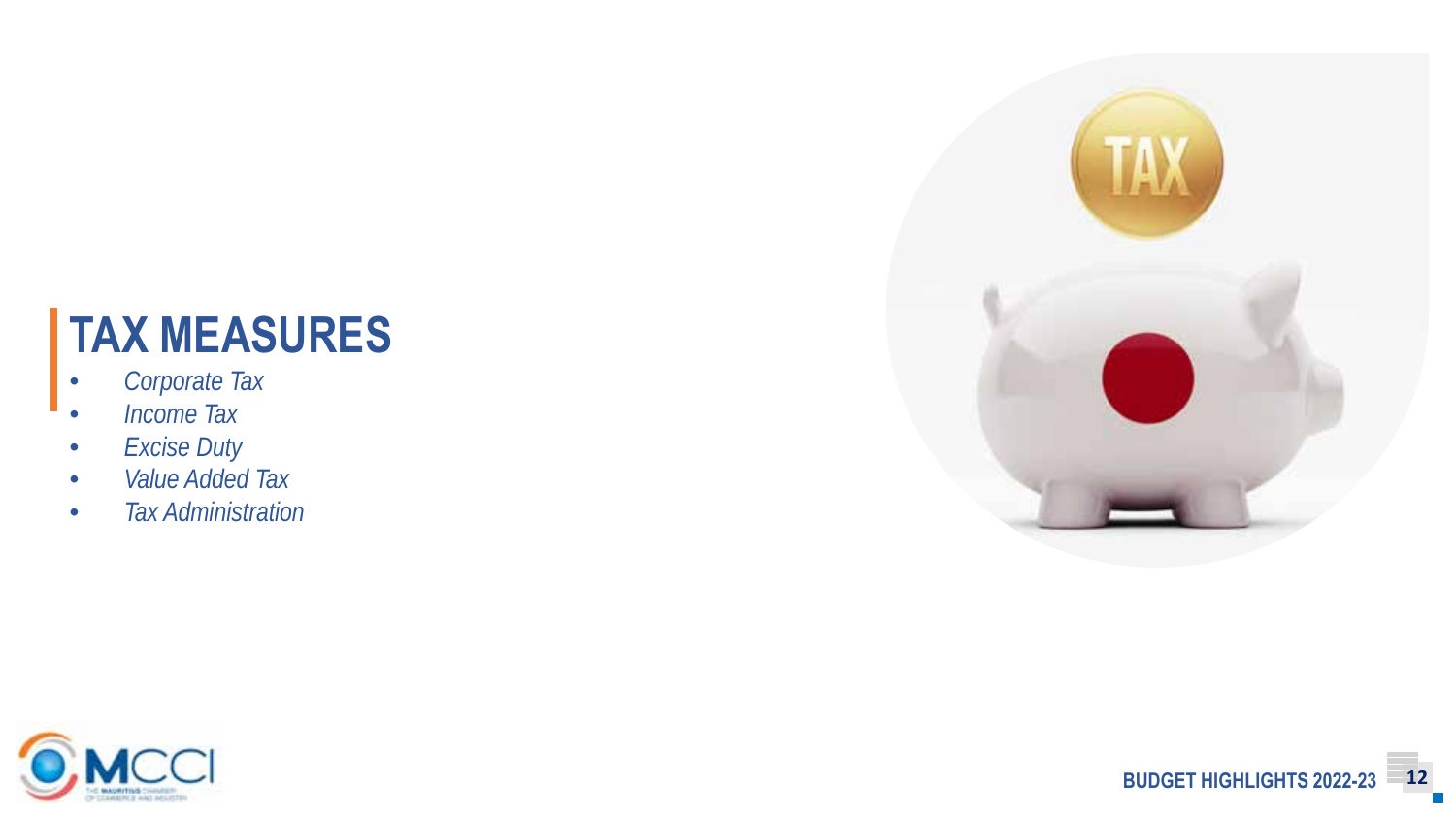# TAX MEASURES

- *Corporate Tax*
- *Income Tax*
- *Excise Duty*
- *Value Added Tax*
- *Tax Administration*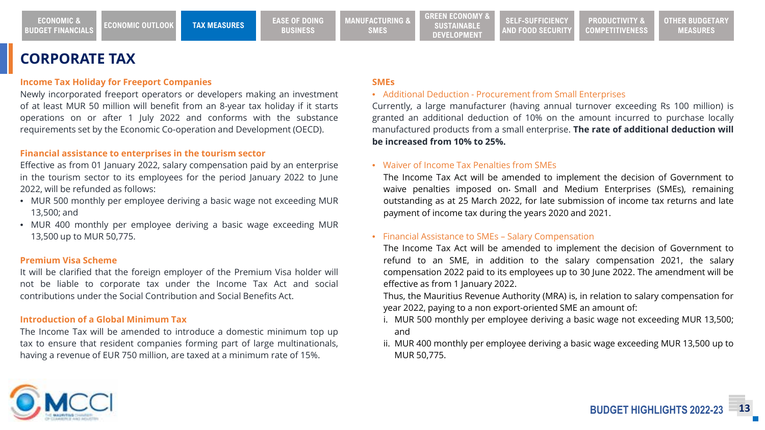# CORPORATE TAX

### Income Tax Holiday for Freeport Companies

Newly incorporated freeport operators or developers making an investment of at least MUR 50 million will benefit from an 8-year tax holiday if it starts operations on or after 1 July 2022 and conforms with the substance requirements set by the Economic Co-operation and Development (OECD).

### Financial assistance to enterprises in the tourism sector

Effective as from 01 January 2022, salary compensation paid by an enterprise in the tourism sector to its employees for the period January 2022 to June 2022, will be refunded as follows:

- MUR 500 monthly per employee deriving a basic wage not exceeding MUR 13,500; and
- MUR 400 monthly per employee deriving a basic wage exceeding MUR 13,500 up to MUR 50,775.

### Premium Visa Scheme

It will be clarified that the foreign employer of the Premium Visa holder will not be liable to corporate tax under the Income Tax Act and social contributions under the Social Contribution and Social Benefits Act.

### Introduction of a Global Minimum Tax

The Income Tax will be amended to introduce a domestic minimum top up tax to ensure that resident companies forming part of large multinationals, having a revenue of EUR 750 million, are taxed at a minimum rate of 15%.

### SMEs

- Additional Deduction - Procurement from Small Enterprises

Currently, a large manufacturer (having annual turnover exceeding Rs 100 million) is granted an additional deduction of 10% on the amount incurred to purchase locally manufactured products from a small enterprise. **The rate of additional deduction will be increased from 10% to 25%.**

- Waiver of Income Tax Penalties from SMEs

  The Income Tax Act will be amended to implement the decision of Government to waive penalties imposed on. Small and Medium Enterprises (SMEs), remaining outstanding as at 25 March 2022, for late submission of income tax returns and late payment of income tax during the years 2020 and 2021.

- Financial Assistance to SMEs – Salary Compensation

  The Income Tax Act will be amended to implement the decision of Government to refund to an SME, in addition to the salary compensation 2021, the salary compensation 2022 paid to its employees up to 30 June 2022. The amendment will be effective as from 1 January 2022.

  Thus, the Mauritius Revenue Authority (MRA) is, in relation to salary compensation for year 2022, paying to a non export-oriented SME an amount of:

  i. MUR 500 monthly per employee deriving a basic wage not exceeding MUR 13,500; and

  ii. MUR 400 monthly per employee deriving a basic wage exceeding MUR 13,500 up to MUR 50,775.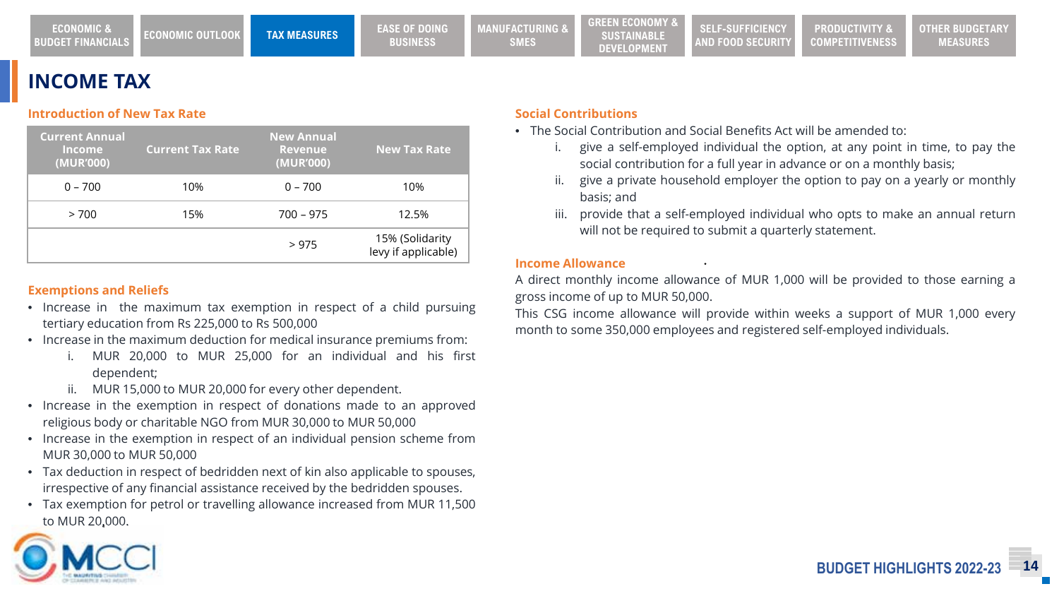# INCOME TAX

## Introduction of New Tax Rate

| Current Annual Income (MUR'000) | Current Tax Rate | New Annual Revenue (MUR'000) | New Tax Rate |
|---|---|---|---|
| 0 – 700 | 10% | 0 – 700 | 10% |
| > 700 | 15% | 700 – 975 | 12.5% |
| | | > 975 | 15% (Solidarity levy if applicable) |

## Exemptions and Reliefs

- Increase in the maximum tax exemption in respect of a child pursuing tertiary education from Rs 225,000 to Rs 500,000
- Increase in the maximum deduction for medical insurance premiums from:
  1. MUR 20,000 to MUR 25,000 for an individual and his first dependent;
  2. MUR 15,000 to MUR 20,000 for every other dependent.
- Increase in the exemption in respect of donations made to an approved religious body or charitable NGO from MUR 30,000 to MUR 50,000
- Increase in the exemption in respect of an individual pension scheme from MUR 30,000 to MUR 50,000
- Tax deduction in respect of bedridden next of kin also applicable to spouses, irrespective of any financial assistance received by the bedridden spouses.
- Tax exemption for petrol or travelling allowance increased from MUR 11,500 to MUR 20,000.

## Social Contributions

- The Social Contribution and Social Benefits Act will be amended to:
  1. give a self-employed individual the option, at any point in time, to pay the social contribution for a full year in advance or on a monthly basis;
  2. give a private household employer the option to pay on a yearly or monthly basis; and
  3. provide that a self-employed individual who opts to make an annual return will not be required to submit a quarterly statement.

## Income Allowance

A direct monthly income allowance of MUR 1,000 will be provided to those earning a gross income of up to MUR 50,000.

This CSG income allowance will provide within weeks a support of MUR 1,000 every month to some 350,000 employees and registered self-employed individuals.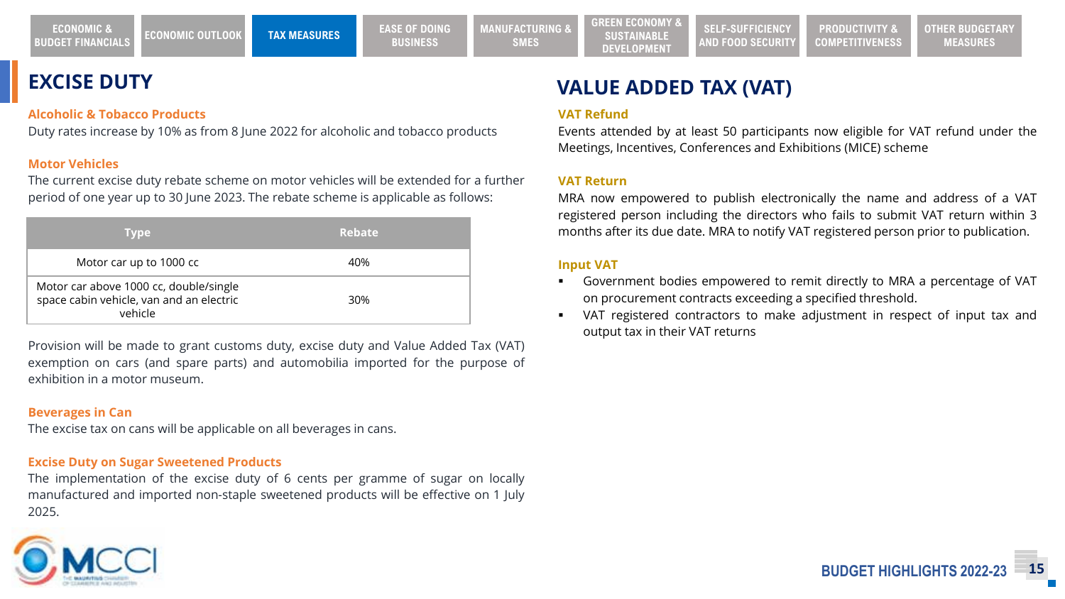# EXCISE DUTY

### Alcoholic & Tobacco Products

Duty rates increase by 10% as from 8 June 2022 for alcoholic and tobacco products

### Motor Vehicles

The current excise duty rebate scheme on motor vehicles will be extended for a further period of one year up to 30 June 2023. The rebate scheme is applicable as follows:

| Type | Rebate |
|---|---|
| Motor car up to 1000 cc | 40% |
| Motor car above 1000 cc, double/single space cabin vehicle, van and an electric vehicle | 30% |

Provision will be made to grant customs duty, excise duty and Value Added Tax (VAT) exemption on cars (and spare parts) and automobilia imported for the purpose of exhibition in a motor museum.

### Beverages in Can

The excise tax on cans will be applicable on all beverages in cans.

### Excise Duty on Sugar Sweetened Products

The implementation of the excise duty of 6 cents per gramme of sugar on locally manufactured and imported non-staple sweetened products will be effective on 1 July 2025.

# VALUE ADDED TAX (VAT)

### VAT Refund

Events attended by at least 50 participants now eligible for VAT refund under the Meetings, Incentives, Conferences and Exhibitions (MICE) scheme

### VAT Return

MRA now empowered to publish electronically the name and address of a VAT registered person including the directors who fails to submit VAT return within 3 months after its due date. MRA to notify VAT registered person prior to publication.

### Input VAT

- Government bodies empowered to remit directly to MRA a percentage of VAT on procurement contracts exceeding a specified threshold.
- VAT registered contractors to make adjustment in respect of input tax and output tax in their VAT returns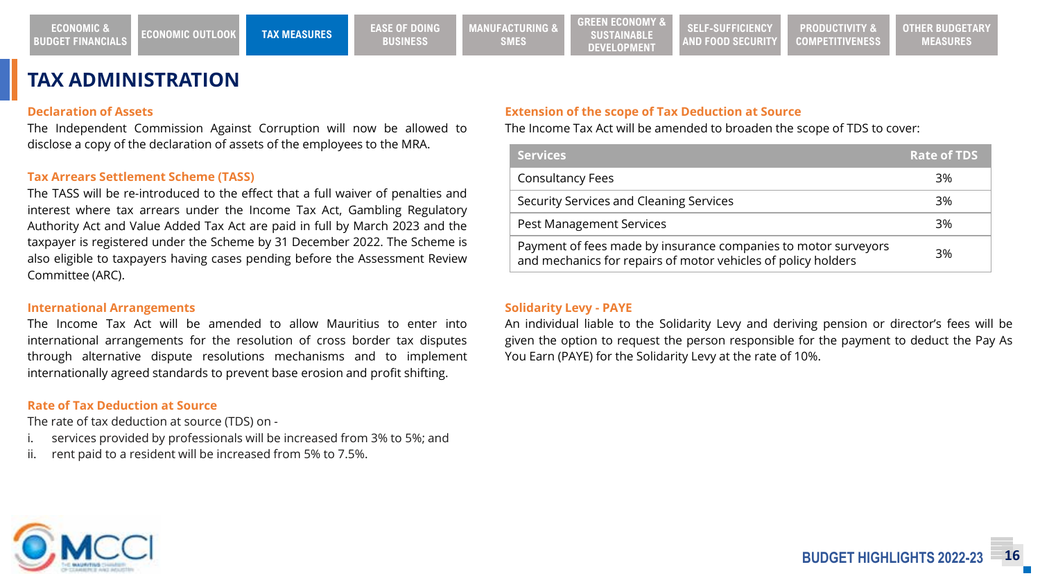# TAX ADMINISTRATION

### Declaration of Assets

The Independent Commission Against Corruption will now be allowed to disclose a copy of the declaration of assets of the employees to the MRA.

### Tax Arrears Settlement Scheme (TASS)

The TASS will be re-introduced to the effect that a full waiver of penalties and interest where tax arrears under the Income Tax Act, Gambling Regulatory Authority Act and Value Added Tax Act are paid in full by March 2023 and the taxpayer is registered under the Scheme by 31 December 2022. The Scheme is also eligible to taxpayers having cases pending before the Assessment Review Committee (ARC).

### International Arrangements

The Income Tax Act will be amended to allow Mauritius to enter into international arrangements for the resolution of cross border tax disputes through alternative dispute resolutions mechanisms and to implement internationally agreed standards to prevent base erosion and profit shifting.

### Rate of Tax Deduction at Source

The rate of tax deduction at source (TDS) on -

i. services provided by professionals will be increased from 3% to 5%; and
ii. rent paid to a resident will be increased from 5% to 7.5%.

### Extension of the scope of Tax Deduction at Source

The Income Tax Act will be amended to broaden the scope of TDS to cover:

| Services | Rate of TDS |
|---|---|
| Consultancy Fees | 3% |
| Security Services and Cleaning Services | 3% |
| Pest Management Services | 3% |
| Payment of fees made by insurance companies to motor surveyors and mechanics for repairs of motor vehicles of policy holders | 3% |

### Solidarity Levy - PAYE

An individual liable to the Solidarity Levy and deriving pension or director's fees will be given the option to request the person responsible for the payment to deduct the Pay As You Earn (PAYE) for the Solidarity Levy at the rate of 10%.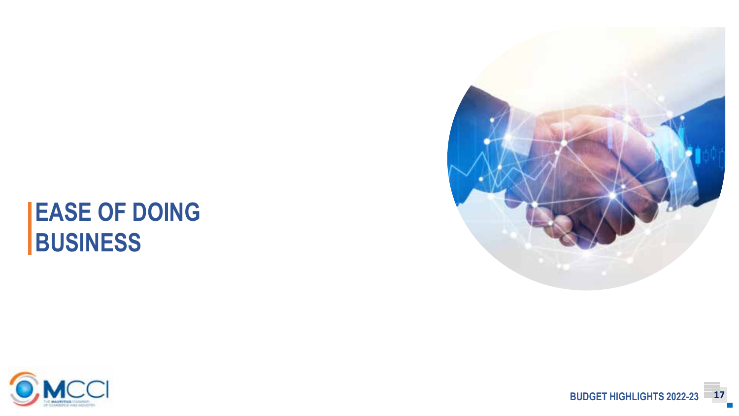# EASE OF DOING BUSINESS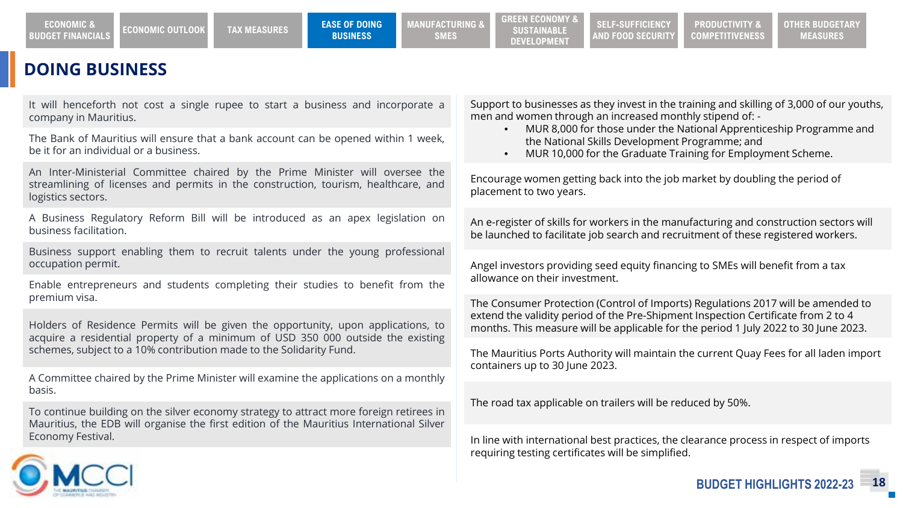## DOING BUSINESS

It will henceforth not cost a single rupee to start a business and incorporate a company in Mauritius.

The Bank of Mauritius will ensure that a bank account can be opened within 1 week, be it for an individual or a business.

An Inter-Ministerial Committee chaired by the Prime Minister will oversee the streamlining of licenses and permits in the construction, tourism, healthcare, and logistics sectors.

A Business Regulatory Reform Bill will be introduced as an apex legislation on business facilitation.

Business support enabling them to recruit talents under the young professional occupation permit.

Enable entrepreneurs and students completing their studies to benefit from the premium visa.

Holders of Residence Permits will be given the opportunity, upon applications, to acquire a residential property of a minimum of USD 350 000 outside the existing schemes, subject to a 10% contribution made to the Solidarity Fund.

A Committee chaired by the Prime Minister will examine the applications on a monthly basis.

To continue building on the silver economy strategy to attract more foreign retirees in Mauritius, the EDB will organise the first edition of the Mauritius International Silver Economy Festival.

Support to businesses as they invest in the training and skilling of 3,000 of our youths, men and women through an increased monthly stipend of: -

- MUR 8,000 for those under the National Apprenticeship Programme and the National Skills Development Programme; and
- MUR 10,000 for the Graduate Training for Employment Scheme.

Encourage women getting back into the job market by doubling the period of placement to two years.

An e-register of skills for workers in the manufacturing and construction sectors will be launched to facilitate job search and recruitment of these registered workers.

Angel investors providing seed equity financing to SMEs will benefit from a tax allowance on their investment.

The Consumer Protection (Control of Imports) Regulations 2017 will be amended to extend the validity period of the Pre-Shipment Inspection Certificate from 2 to 4 months. This measure will be applicable for the period 1 July 2022 to 30 June 2023.

The Mauritius Ports Authority will maintain the current Quay Fees for all laden import containers up to 30 June 2023.

The road tax applicable on trailers will be reduced by 50%.

In line with international best practices, the clearance process in respect of imports requiring testing certificates will be simplified.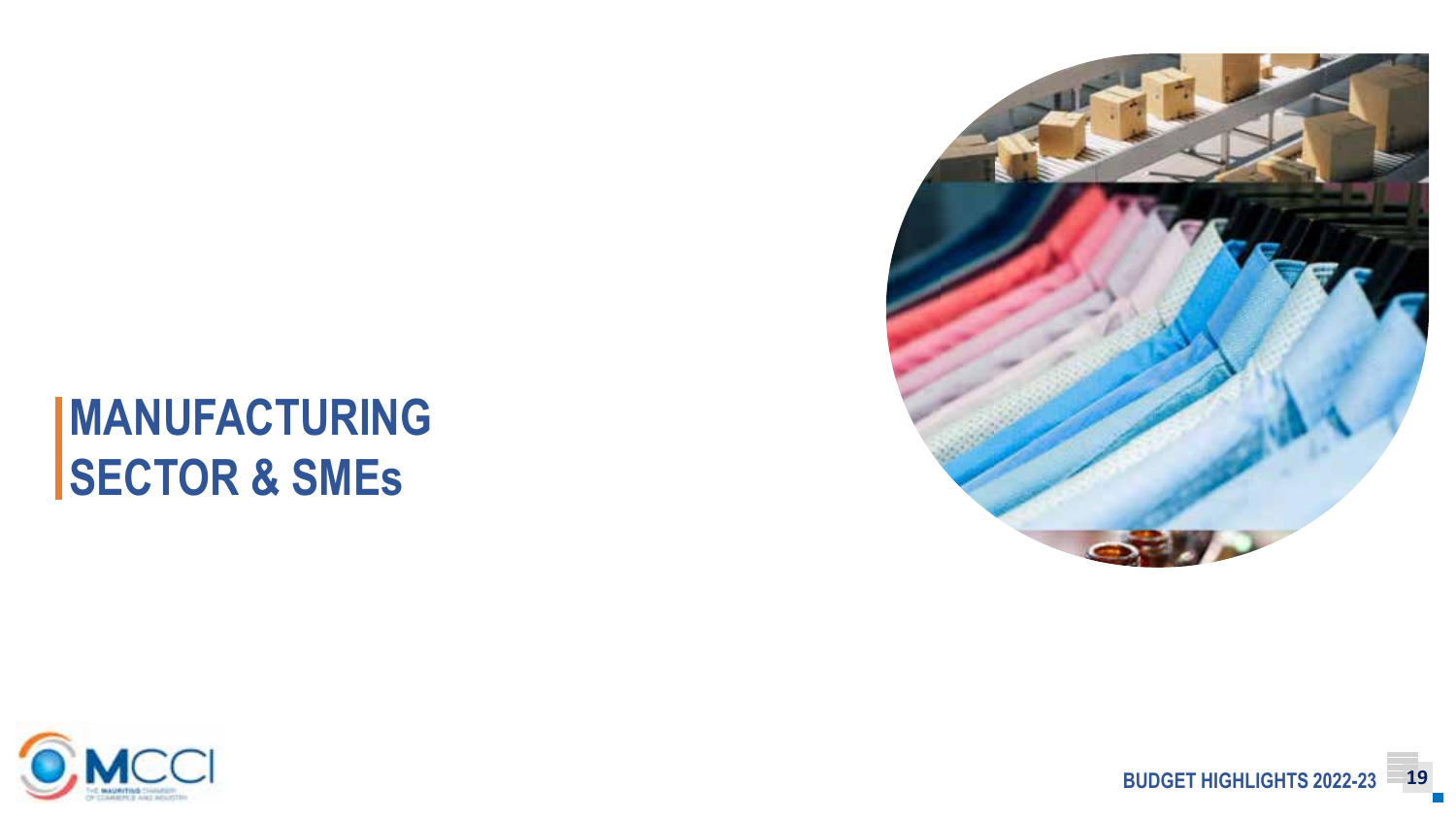# MANUFACTURING SECTOR & SMEs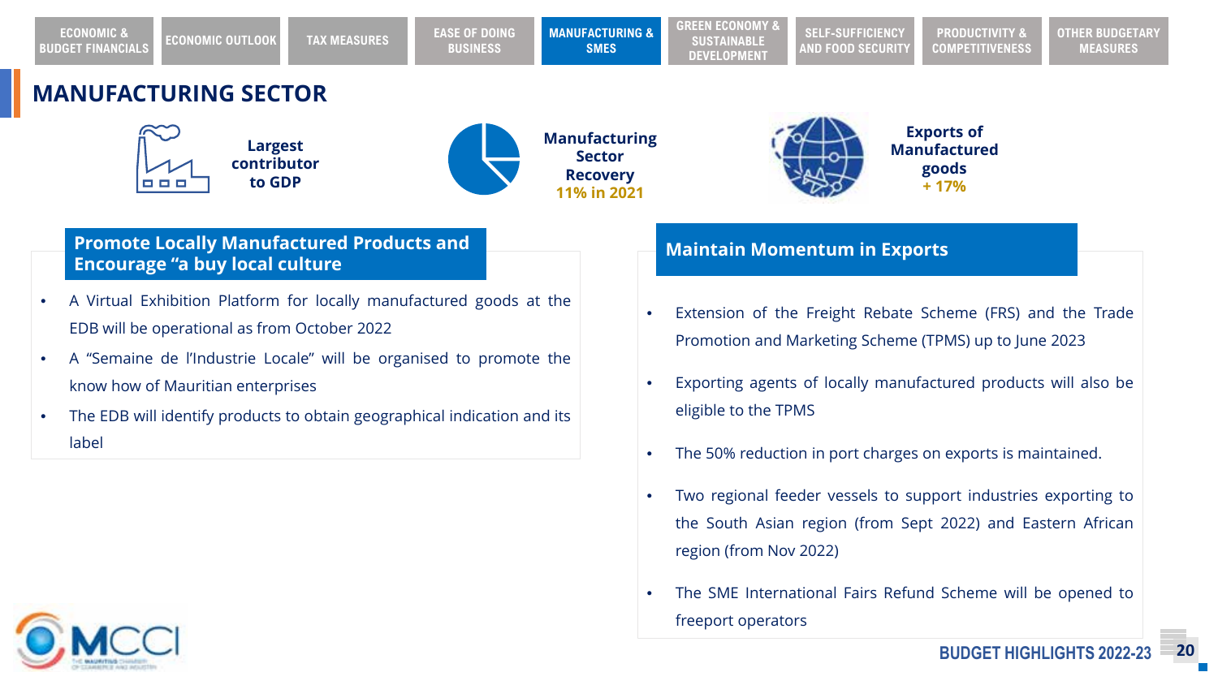# MANUFACTURING SECTOR

**Largest contributor to GDP**

**Manufacturing Sector Recovery**
**11% in 2021**

**Exports of Manufactured goods**
**+ 17%**

## Promote Locally Manufactured Products and Encourage "a buy local culture

- A Virtual Exhibition Platform for locally manufactured goods at the EDB will be operational as from October 2022
- A "Semaine de l'Industrie Locale" will be organised to promote the know how of Mauritian enterprises
- The EDB will identify products to obtain geographical indication and its label

## Maintain Momentum in Exports

- Extension of the Freight Rebate Scheme (FRS) and the Trade Promotion and Marketing Scheme (TPMS) up to June 2023
- Exporting agents of locally manufactured products will also be eligible to the TPMS
- The 50% reduction in port charges on exports is maintained.
- Two regional feeder vessels to support industries exporting to the South Asian region (from Sept 2022) and Eastern African region (from Nov 2022)
- The SME International Fairs Refund Scheme will be opened to freeport operators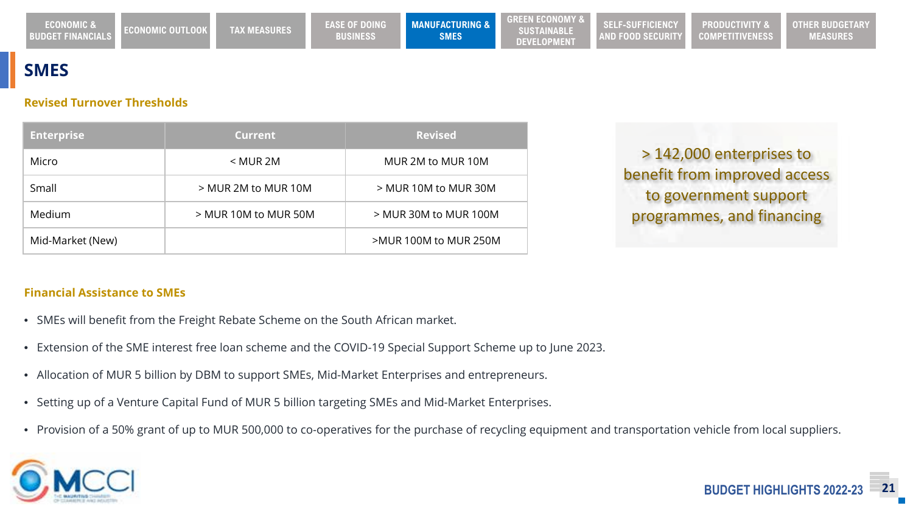# SMES

### Revised Turnover Thresholds

| Enterprise | Current | Revised |
|---|---|---|
| Micro | < MUR 2M | MUR 2M to MUR 10M |
| Small | > MUR 2M to MUR 10M | > MUR 10M to MUR 30M |
| Medium | > MUR 10M to MUR 50M | > MUR 30M to MUR 100M |
| Mid-Market (New) | | >MUR 100M to MUR 250M |

> 142,000 enterprises to benefit from improved access to government support programmes, and financing

### Financial Assistance to SMEs

- SMEs will benefit from the Freight Rebate Scheme on the South African market.
- Extension of the SME interest free loan scheme and the COVID-19 Special Support Scheme up to June 2023.
- Allocation of MUR 5 billion by DBM to support SMEs, Mid-Market Enterprises and entrepreneurs.
- Setting up of a Venture Capital Fund of MUR 5 billion targeting SMEs and Mid-Market Enterprises.
- Provision of a 50% grant of up to MUR 500,000 to co-operatives for the purchase of recycling equipment and transportation vehicle from local suppliers.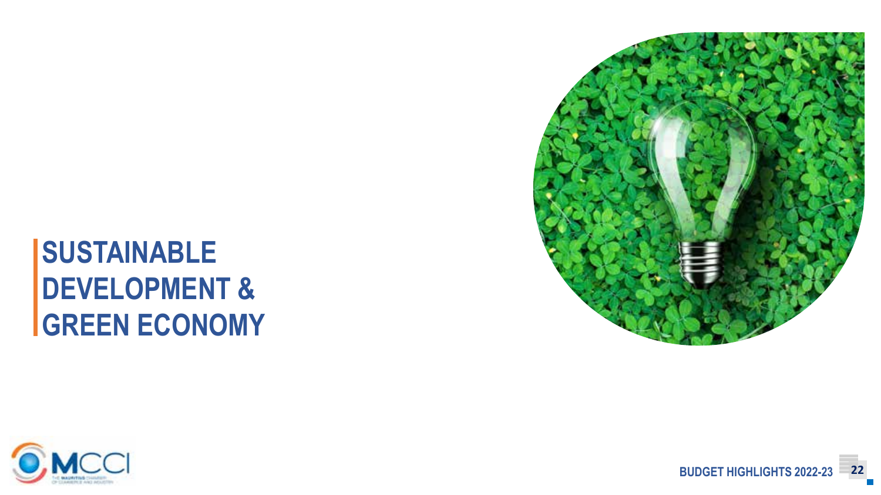# SUSTAINABLE DEVELOPMENT & GREEN ECONOMY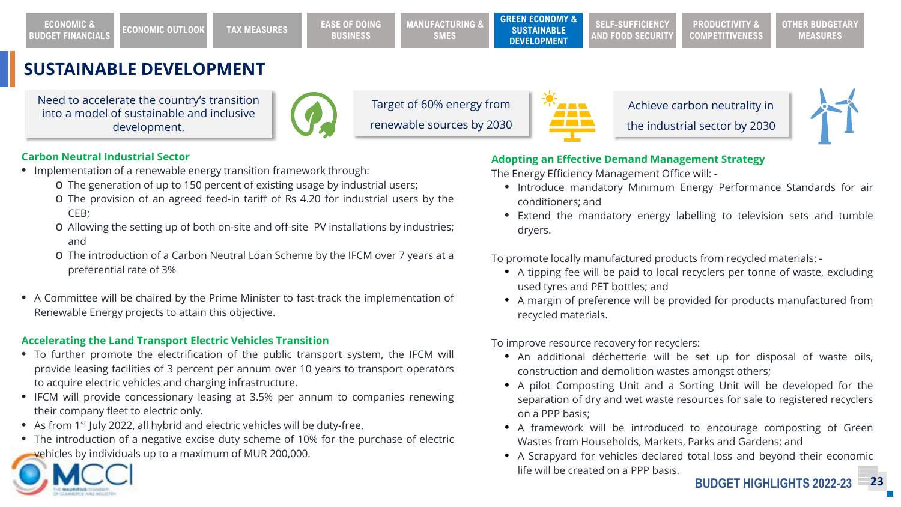# SUSTAINABLE DEVELOPMENT

Need to accelerate the country's transition into a model of sustainable and inclusive development.

Target of 60% energy from renewable sources by 2030

Achieve carbon neutrality in the industrial sector by 2030

### Carbon Neutral Industrial Sector

- Implementation of a renewable energy transition framework through:
  - The generation of up to 150 percent of existing usage by industrial users;
  - The provision of an agreed feed-in tariff of Rs 4.20 for industrial users by the CEB;
  - Allowing the setting up of both on-site and off-site PV installations by industries; and
  - The introduction of a Carbon Neutral Loan Scheme by the IFCM over 7 years at a preferential rate of 3%
- A Committee will be chaired by the Prime Minister to fast-track the implementation of Renewable Energy projects to attain this objective.

### Accelerating the Land Transport Electric Vehicles Transition

- To further promote the electrification of the public transport system, the IFCM will provide leasing facilities of 3 percent per annum over 10 years to transport operators to acquire electric vehicles and charging infrastructure.
- IFCM will provide concessionary leasing at 3.5% per annum to companies renewing their company fleet to electric only.
- As from 1st July 2022, all hybrid and electric vehicles will be duty-free.
- The introduction of a negative excise duty scheme of 10% for the purchase of electric vehicles by individuals up to a maximum of MUR 200,000.

### Adopting an Effective Demand Management Strategy

The Energy Efficiency Management Office will: -

- Introduce mandatory Minimum Energy Performance Standards for air conditioners; and
- Extend the mandatory energy labelling to television sets and tumble dryers.

To promote locally manufactured products from recycled materials: -

- A tipping fee will be paid to local recyclers per tonne of waste, excluding used tyres and PET bottles; and
- A margin of preference will be provided for products manufactured from recycled materials.

To improve resource recovery for recyclers:

- An additional déchetterie will be set up for disposal of waste oils, construction and demolition wastes amongst others;
- A pilot Composting Unit and a Sorting Unit will be developed for the separation of dry and wet waste resources for sale to registered recyclers on a PPP basis;
- A framework will be introduced to encourage composting of Green Wastes from Households, Markets, Parks and Gardens; and
- A Scrapyard for vehicles declared total loss and beyond their economic life will be created on a PPP basis.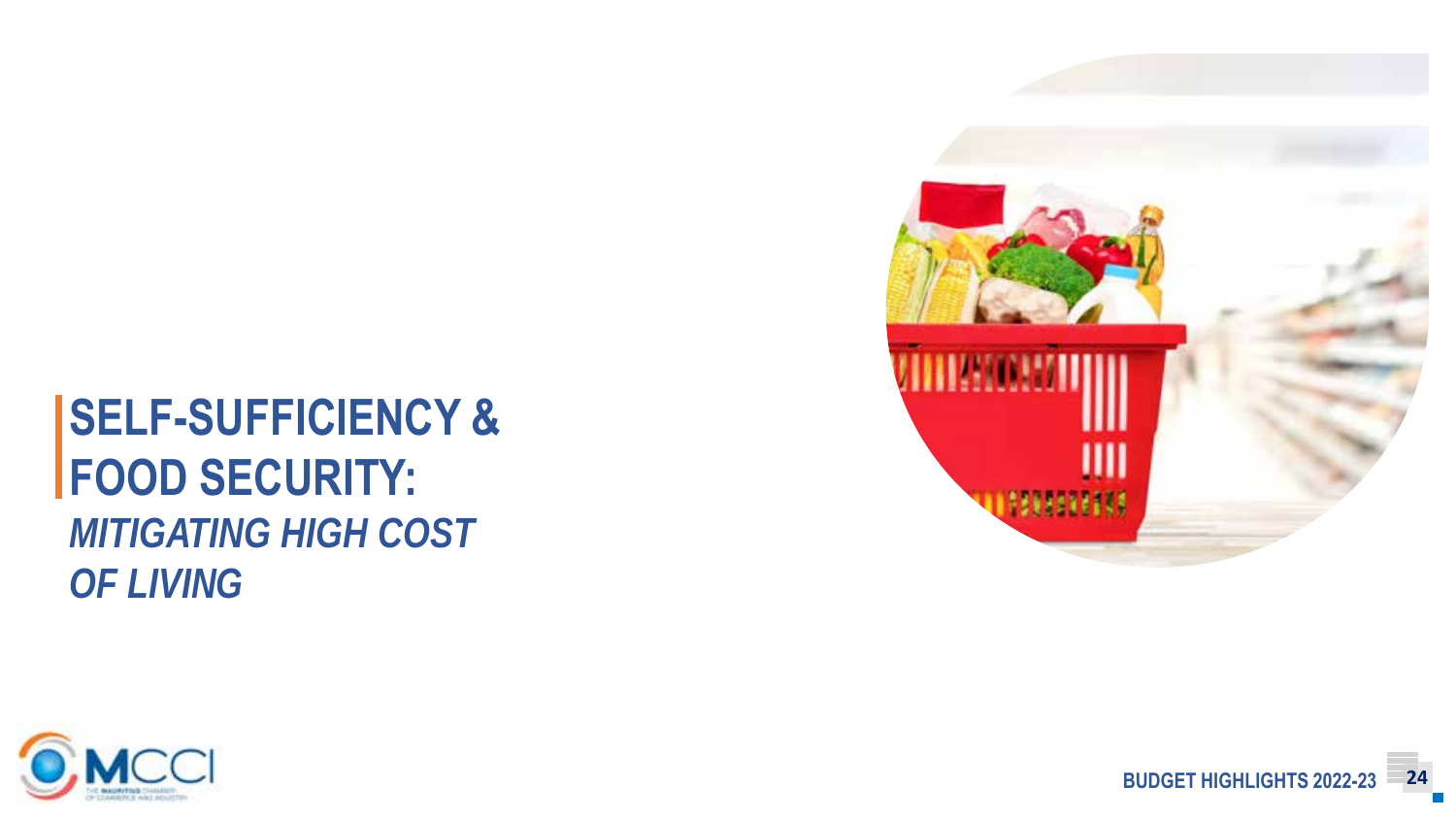# SELF-SUFFICIENCY & FOOD SECURITY:

## *MITIGATING HIGH COST OF LIVING*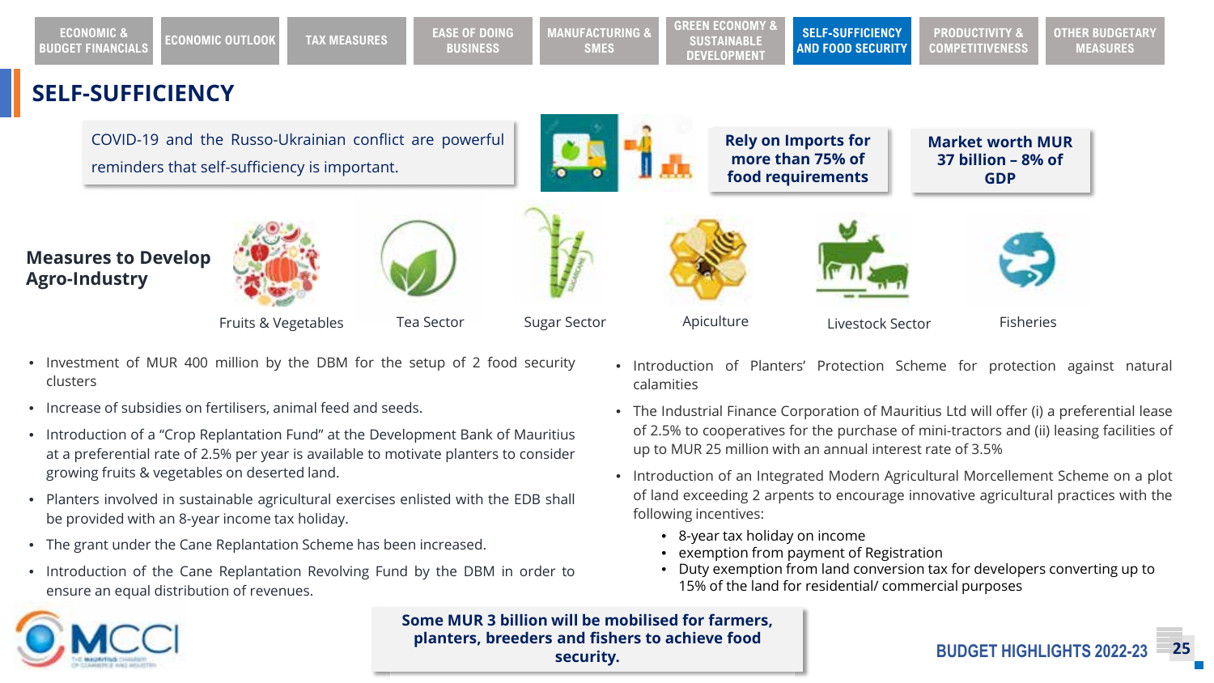# SELF-SUFFICIENCY

COVID-19 and the Russo-Ukrainian conflict are powerful reminders that self-sufficiency is important.

**Rely on Imports for more than 75% of food requirements**

**Market worth MUR 37 billion – 8% of GDP**

## Measures to Develop Agro-Industry

Fruits & Vegetables | Tea Sector | Sugar Sector | Apiculture | Livestock Sector | Fisheries

- Investment of MUR 400 million by the DBM for the setup of 2 food security clusters
- Increase of subsidies on fertilisers, animal feed and seeds.
- Introduction of a "Crop Replantation Fund" at the Development Bank of Mauritius at a preferential rate of 2.5% per year is available to motivate planters to consider growing fruits & vegetables on deserted land.
- Planters involved in sustainable agricultural exercises enlisted with the EDB shall be provided with an 8-year income tax holiday.
- The grant under the Cane Replantation Scheme has been increased.
- Introduction of the Cane Replantation Revolving Fund by the DBM in order to ensure an equal distribution of revenues.
- Introduction of Planters' Protection Scheme for protection against natural calamities
- The Industrial Finance Corporation of Mauritius Ltd will offer (i) a preferential lease of 2.5% to cooperatives for the purchase of mini-tractors and (ii) leasing facilities of up to MUR 25 million with an annual interest rate of 3.5%
- Introduction of an Integrated Modern Agricultural Morcellement Scheme on a plot of land exceeding 2 arpents to encourage innovative agricultural practices with the following incentives:
    - 8-year tax holiday on income
    - exemption from payment of Registration
    - Duty exemption from land conversion tax for developers converting up to 15% of the land for residential/ commercial purposes

**Some MUR 3 billion will be mobilised for farmers, planters, breeders and fishers to achieve food security.**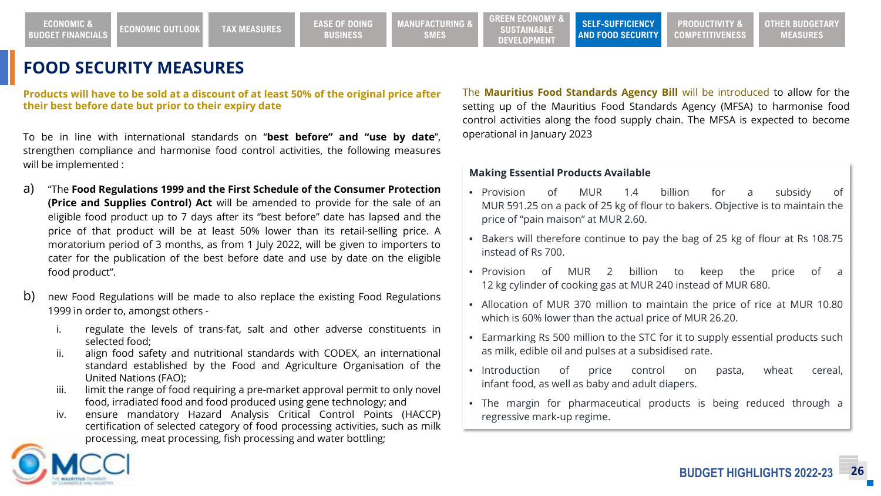# FOOD SECURITY MEASURES

**Products will have to be sold at a discount of at least 50% of the original price after their best before date but prior to their expiry date**

To be in line with international standards on "**best before" and "use by date**", strengthen compliance and harmonise food control activities, the following measures will be implemented :

a) "The **Food Regulations 1999 and the First Schedule of the Consumer Protection (Price and Supplies Control) Act** will be amended to provide for the sale of an eligible food product up to 7 days after its "best before" date has lapsed and the price of that product will be at least 50% lower than its retail-selling price. A moratorium period of 3 months, as from 1 July 2022, will be given to importers to cater for the publication of the best before date and use by date on the eligible food product".

b) new Food Regulations will be made to also replace the existing Food Regulations 1999 in order to, amongst others -

   i. regulate the levels of trans-fat, salt and other adverse constituents in selected food;
   ii. align food safety and nutritional standards with CODEX, an international standard established by the Food and Agriculture Organisation of the United Nations (FAO);
   iii. limit the range of food requiring a pre-market approval permit to only novel food, irradiated food and food produced using gene technology; and
   iv. ensure mandatory Hazard Analysis Critical Control Points (HACCP) certification of selected category of food processing activities, such as milk processing, meat processing, fish processing and water bottling;

The **Mauritius Food Standards Agency Bill** will be introduced to allow for the setting up of the Mauritius Food Standards Agency (MFSA) to harmonise food control activities along the food supply chain. The MFSA is expected to become operational in January 2023

**Making Essential Products Available**

- Provision of MUR 1.4 billion for a subsidy of MUR 591.25 on a pack of 25 kg of flour to bakers. Objective is to maintain the price of "pain maison" at MUR 2.60.
- Bakers will therefore continue to pay the bag of 25 kg of flour at Rs 108.75 instead of Rs 700.
- Provision of MUR 2 billion to keep the price of a 12 kg cylinder of cooking gas at MUR 240 instead of MUR 680.
- Allocation of MUR 370 million to maintain the price of rice at MUR 10.80 which is 60% lower than the actual price of MUR 26.20.
- Earmarking Rs 500 million to the STC for it to supply essential products such as milk, edible oil and pulses at a subsidised rate.
- Introduction of price control on pasta, wheat cereal, infant food, as well as baby and adult diapers.
- The margin for pharmaceutical products is being reduced through a regressive mark-up regime.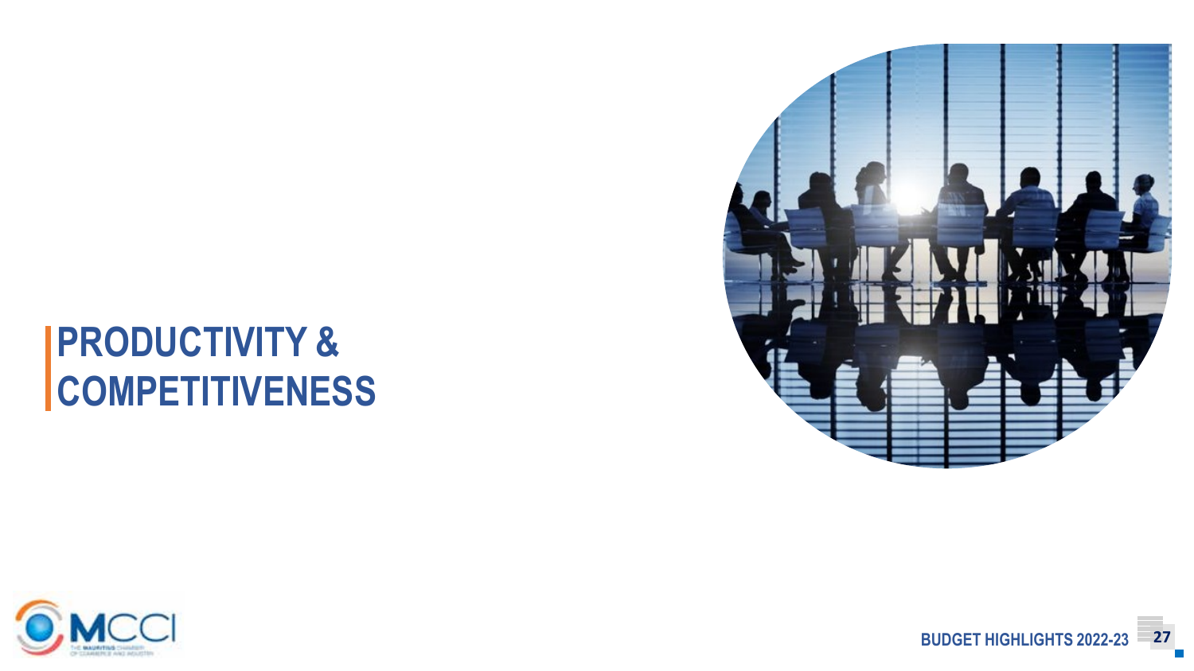# PRODUCTIVITY & COMPETITIVENESS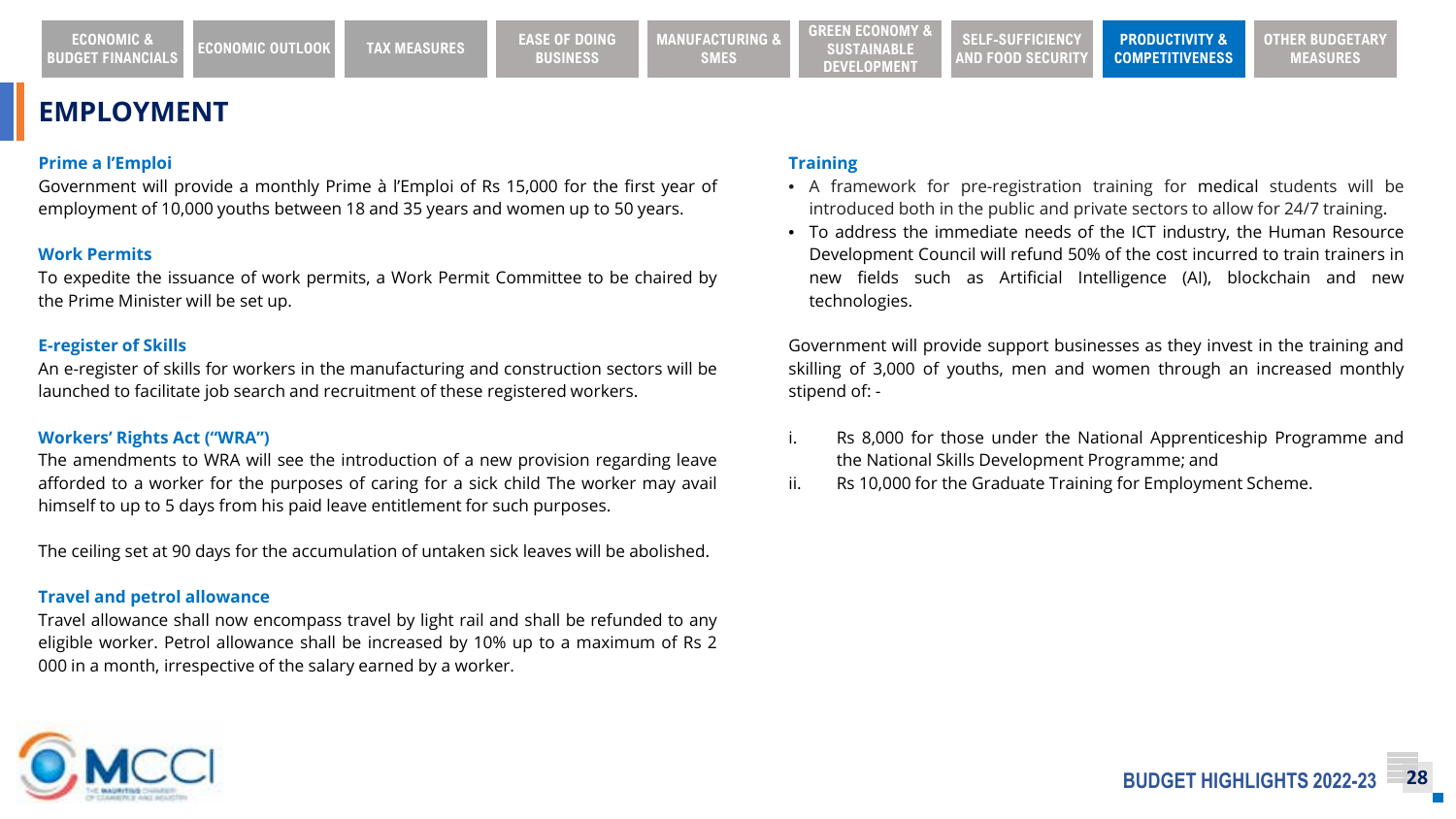# EMPLOYMENT

### Prime a l'Emploi

Government will provide a monthly Prime à l'Emploi of Rs 15,000 for the first year of employment of 10,000 youths between 18 and 35 years and women up to 50 years.

### Work Permits

To expedite the issuance of work permits, a Work Permit Committee to be chaired by the Prime Minister will be set up.

### E-register of Skills

An e-register of skills for workers in the manufacturing and construction sectors will be launched to facilitate job search and recruitment of these registered workers.

### Workers' Rights Act ("WRA")

The amendments to WRA will see the introduction of a new provision regarding leave afforded to a worker for the purposes of caring for a sick child The worker may avail himself to up to 5 days from his paid leave entitlement for such purposes.

The ceiling set at 90 days for the accumulation of untaken sick leaves will be abolished.

### Travel and petrol allowance

Travel allowance shall now encompass travel by light rail and shall be refunded to any eligible worker. Petrol allowance shall be increased by 10% up to a maximum of Rs 2 000 in a month, irrespective of the salary earned by a worker.

### Training

- A framework for pre-registration training for medical students will be introduced both in the public and private sectors to allow for 24/7 training.
- To address the immediate needs of the ICT industry, the Human Resource Development Council will refund 50% of the cost incurred to train trainers in new fields such as Artificial Intelligence (AI), blockchain and new technologies.

Government will provide support businesses as they invest in the training and skilling of 3,000 of youths, men and women through an increased monthly stipend of: -

i. Rs 8,000 for those under the National Apprenticeship Programme and the National Skills Development Programme; and
ii. Rs 10,000 for the Graduate Training for Employment Scheme.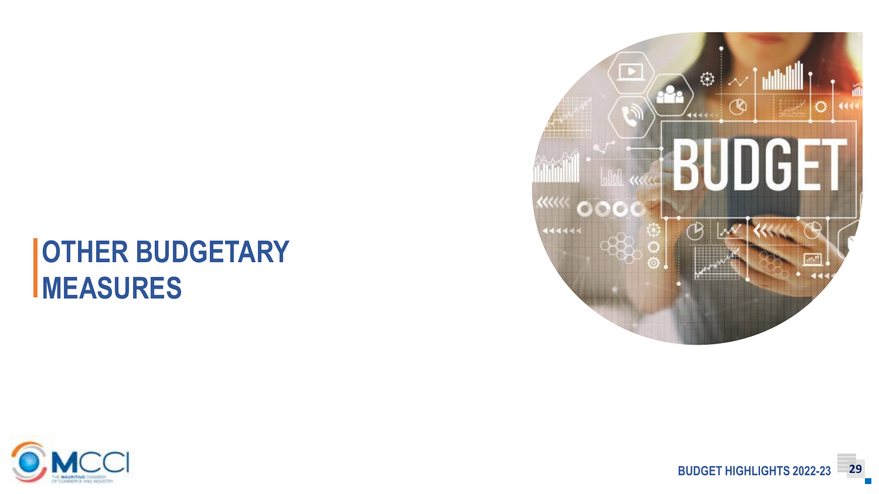# OTHER BUDGETARY MEASURES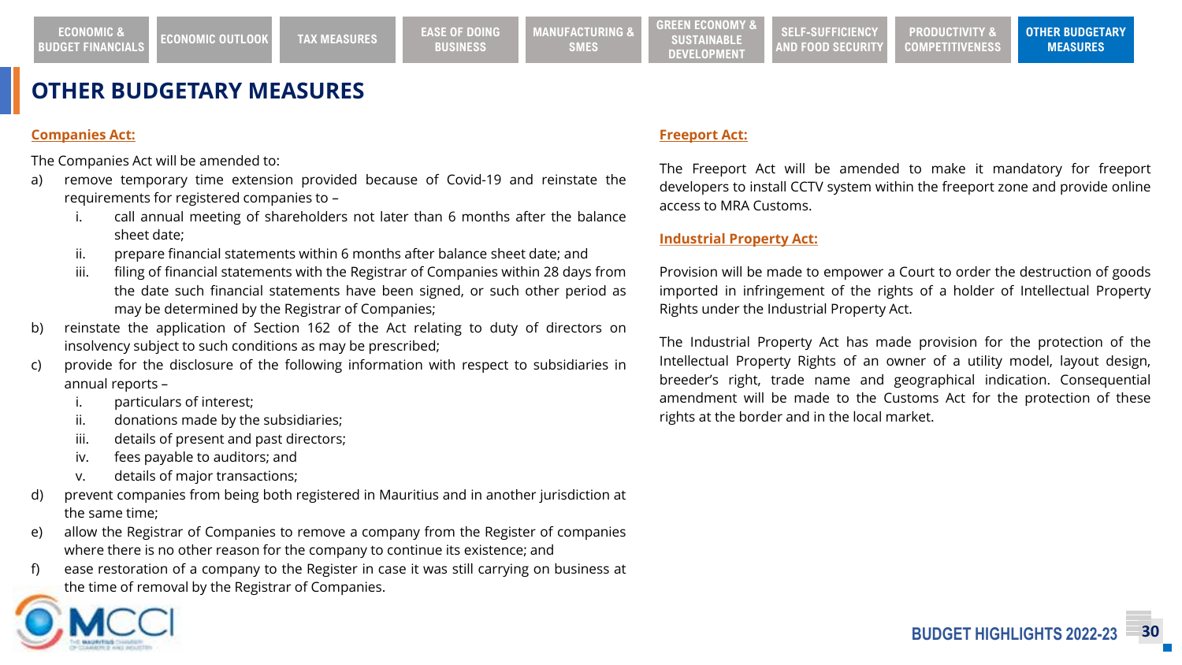# OTHER BUDGETARY MEASURES

**Companies Act:**

The Companies Act will be amended to:

a) remove temporary time extension provided because of Covid-19 and reinstate the requirements for registered companies to –
   i. call annual meeting of shareholders not later than 6 months after the balance sheet date;
   ii. prepare financial statements within 6 months after balance sheet date; and
   iii. filing of financial statements with the Registrar of Companies within 28 days from the date such financial statements have been signed, or such other period as may be determined by the Registrar of Companies;
b) reinstate the application of Section 162 of the Act relating to duty of directors on insolvency subject to such conditions as may be prescribed;
c) provide for the disclosure of the following information with respect to subsidiaries in annual reports –
   i. particulars of interest;
   ii. donations made by the subsidiaries;
   iii. details of present and past directors;
   iv. fees payable to auditors; and
   v. details of major transactions;
d) prevent companies from being both registered in Mauritius and in another jurisdiction at the same time;
e) allow the Registrar of Companies to remove a company from the Register of companies where there is no other reason for the company to continue its existence; and
f) ease restoration of a company to the Register in case it was still carrying on business at the time of removal by the Registrar of Companies.

**Freeport Act:**

The Freeport Act will be amended to make it mandatory for freeport developers to install CCTV system within the freeport zone and provide online access to MRA Customs.

**Industrial Property Act:**

Provision will be made to empower a Court to order the destruction of goods imported in infringement of the rights of a holder of Intellectual Property Rights under the Industrial Property Act.

The Industrial Property Act has made provision for the protection of the Intellectual Property Rights of an owner of a utility model, layout design, breeder's right, trade name and geographical indication. Consequential amendment will be made to the Customs Act for the protection of these rights at the border and in the local market.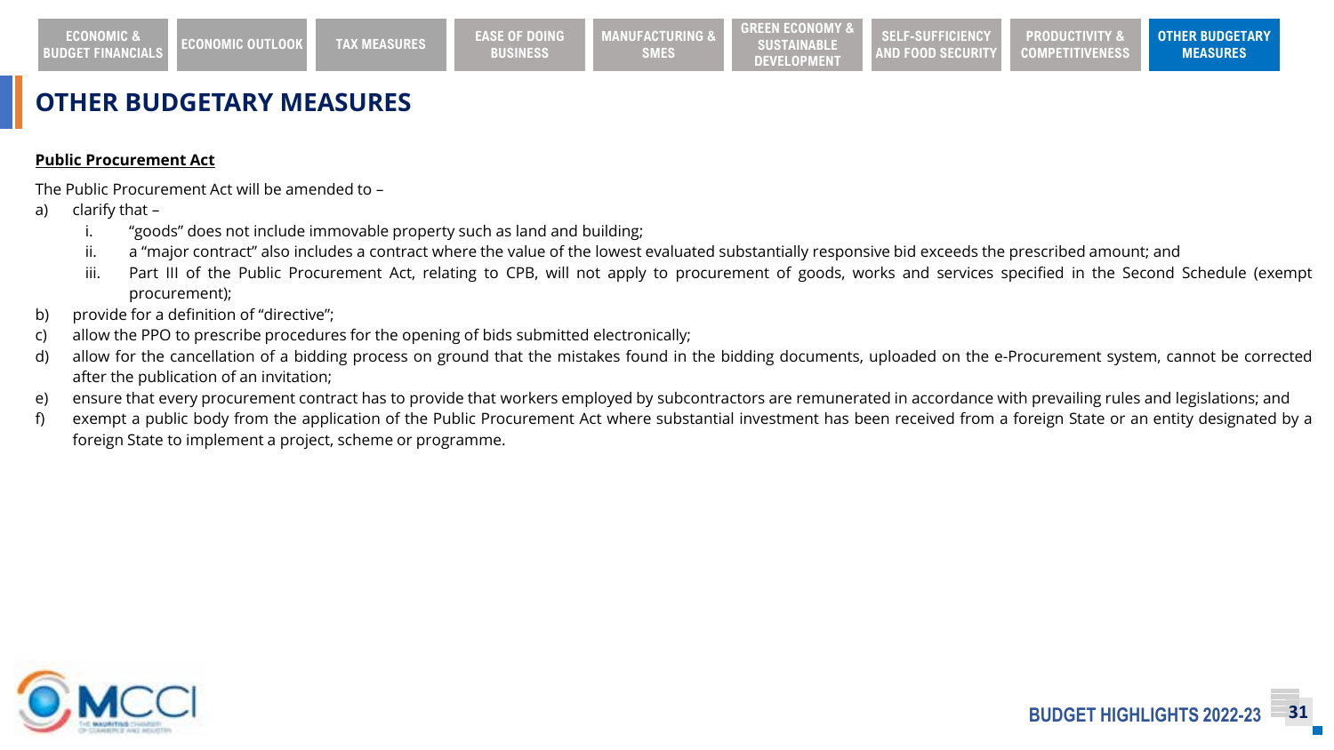# OTHER BUDGETARY MEASURES

**Public Procurement Act**

The Public Procurement Act will be amended to –

a) clarify that –
   i. "goods" does not include immovable property such as land and building;
   ii. a "major contract" also includes a contract where the value of the lowest evaluated substantially responsive bid exceeds the prescribed amount; and
   iii. Part III of the Public Procurement Act, relating to CPB, will not apply to procurement of goods, works and services specified in the Second Schedule (exempt procurement);

b) provide for a definition of "directive";

c) allow the PPO to prescribe procedures for the opening of bids submitted electronically;

d) allow for the cancellation of a bidding process on ground that the mistakes found in the bidding documents, uploaded on the e-Procurement system, cannot be corrected after the publication of an invitation;

e) ensure that every procurement contract has to provide that workers employed by subcontractors are remunerated in accordance with prevailing rules and legislations; and

f) exempt a public body from the application of the Public Procurement Act where substantial investment has been received from a foreign State or an entity designated by a foreign State to implement a project, scheme or programme.